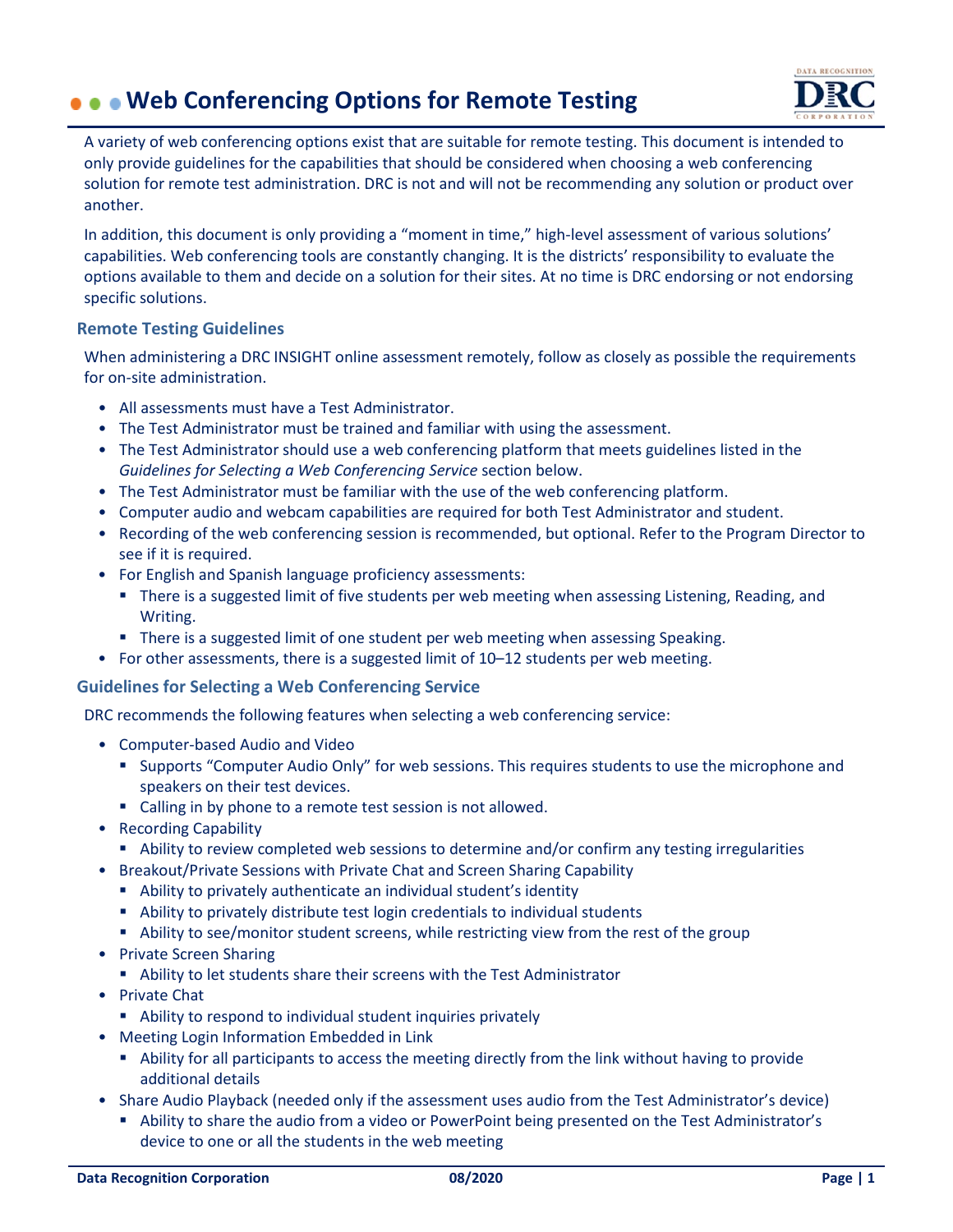# Web Conferencing Options for Remote Testing

A variety of web conferencing options exist that are suitable for remote testing. This document is intended to only provide guidelines for the capabilities that should be considered when choosing a web conferencing solution for remote test administration. DRC is not and will not be recommending any solution or product over another.

In addition, this document is only providing a "moment in time," high-level assessment of various solutions' capabilities. Web conferencing tools are constantly changing. It is the districts' responsibility to evaluate the options available to them and decide on a solution for their sites. At no time is DRC endorsing or not endorsing specific solutions.

## Remote Testing Guidelines

When administering a DRC INSIGHT online assessment remotely, follow as closely as possible the requirements for on-site administration.

- All assessments must have a Test Administrator.
- The Test Administrator must be trained and familiar with using the assessment.
- The Test Administrator should use a web conferencing platform that meets guidelines listed in the *Guidelines for Selecting a Web Conferencing Service* section below.
- The Test Administrator must be familiar with the use of the web conferencing platform.
- Computer audio and webcam capabilities are required for both Test Administrator and student.
- Recording of the web conferencing session is recommended, but optional. Refer to the Program Director to see if it is required.
- For English and Spanish language proficiency assessments:
  - There is a suggested limit of five students per web meeting when assessing Listening, Reading, and Writing.
  - There is a suggested limit of one student per web meeting when assessing Speaking.
- For other assessments, there is a suggested limit of 10–12 students per web meeting.

## Guidelines for Selecting a Web Conferencing Service

DRC recommends the following features when selecting a web conferencing service:

- Computer-based Audio and Video
  - Supports "Computer Audio Only" for web sessions. This requires students to use the microphone and speakers on their test devices.
  - Calling in by phone to a remote test session is not allowed.
- Recording Capability
  - Ability to review completed web sessions to determine and/or confirm any testing irregularities
- Breakout/Private Sessions with Private Chat and Screen Sharing Capability
  - Ability to privately authenticate an individual student's identity
  - Ability to privately distribute test login credentials to individual students
  - Ability to see/monitor student screens, while restricting view from the rest of the group
- Private Screen Sharing
  - Ability to let students share their screens with the Test Administrator
- Private Chat
  - Ability to respond to individual student inquiries privately
- Meeting Login Information Embedded in Link
  - Ability for all participants to access the meeting directly from the link without having to provide additional details
- Share Audio Playback (needed only if the assessment uses audio from the Test Administrator's device)
  - Ability to share the audio from a video or PowerPoint being presented on the Test Administrator's device to one or all the students in the web meeting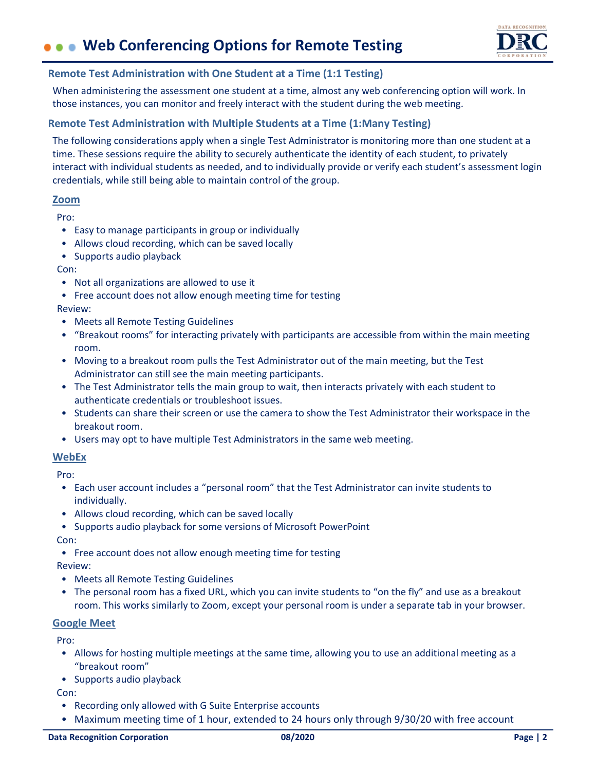# Web Conferencing Options for Remote Testing

## Remote Test Administration with One Student at a Time (1:1 Testing)

When administering the assessment one student at a time, almost any web conferencing option will work. In those instances, you can monitor and freely interact with the student during the web meeting.

## Remote Test Administration with Multiple Students at a Time (1:Many Testing)

The following considerations apply when a single Test Administrator is monitoring more than one student at a time. These sessions require the ability to securely authenticate the identity of each student, to privately interact with individual students as needed, and to individually provide or verify each student's assessment login credentials, while still being able to maintain control of the group.

### Zoom

Pro:

- Easy to manage participants in group or individually
- Allows cloud recording, which can be saved locally
- Supports audio playback

Con:

- Not all organizations are allowed to use it
- Free account does not allow enough meeting time for testing

Review:

- Meets all Remote Testing Guidelines
- "Breakout rooms" for interacting privately with participants are accessible from within the main meeting room.
- Moving to a breakout room pulls the Test Administrator out of the main meeting, but the Test Administrator can still see the main meeting participants.
- The Test Administrator tells the main group to wait, then interacts privately with each student to authenticate credentials or troubleshoot issues.
- Students can share their screen or use the camera to show the Test Administrator their workspace in the breakout room.
- Users may opt to have multiple Test Administrators in the same web meeting.

### WebEx

Pro:

- Each user account includes a "personal room" that the Test Administrator can invite students to individually.
- Allows cloud recording, which can be saved locally
- Supports audio playback for some versions of Microsoft PowerPoint

Con:

- Free account does not allow enough meeting time for testing

Review:

- Meets all Remote Testing Guidelines
- The personal room has a fixed URL, which you can invite students to "on the fly" and use as a breakout room. This works similarly to Zoom, except your personal room is under a separate tab in your browser.

### Google Meet

Pro:

- Allows for hosting multiple meetings at the same time, allowing you to use an additional meeting as a "breakout room"
- Supports audio playback

Con:

- Recording only allowed with G Suite Enterprise accounts
- Maximum meeting time of 1 hour, extended to 24 hours only through 9/30/20 with free account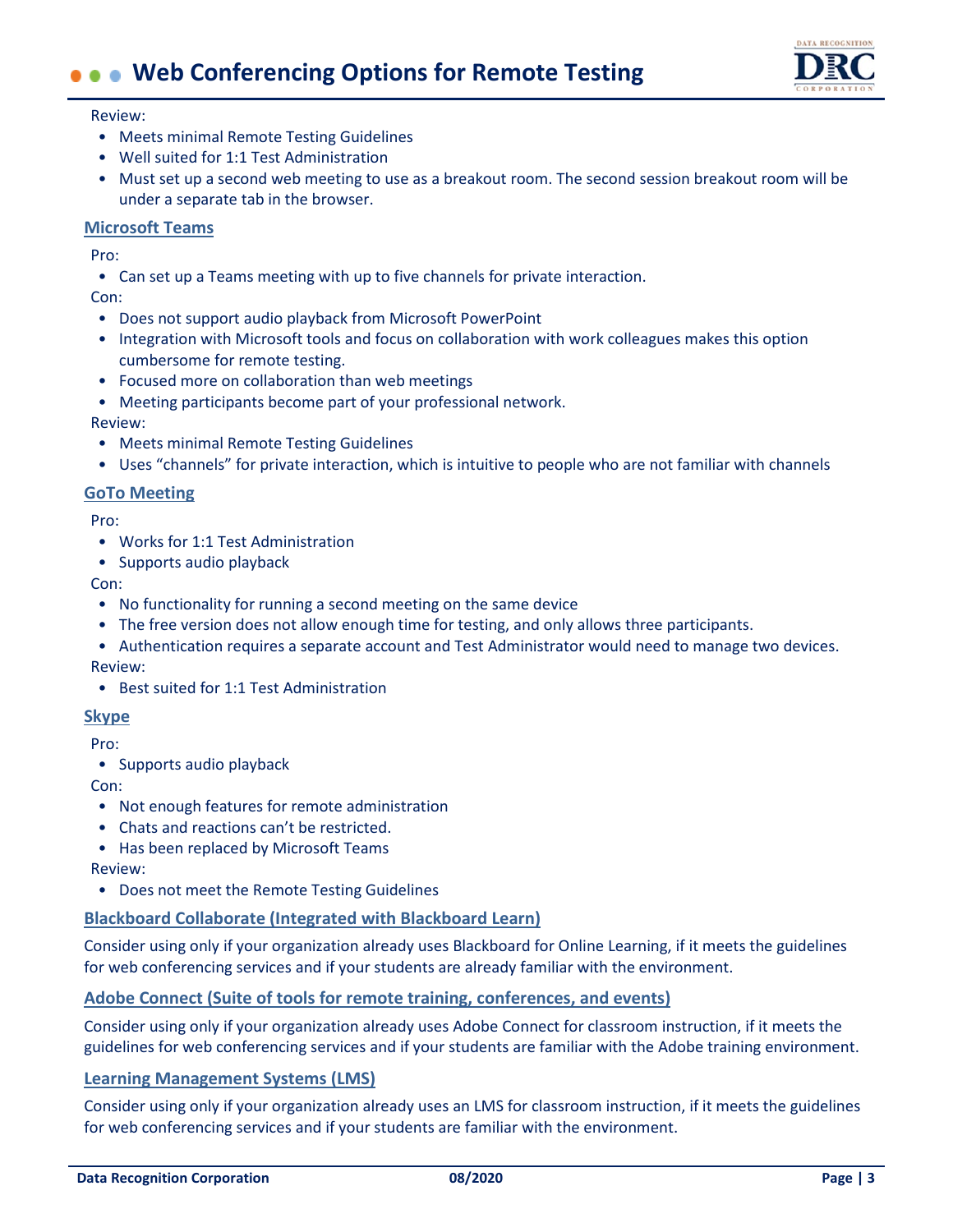Review:

- Meets minimal Remote Testing Guidelines
- Well suited for 1:1 Test Administration
- Must set up a second web meeting to use as a breakout room. The second session breakout room will be under a separate tab in the browser.

### Microsoft Teams

Pro:

- Can set up a Teams meeting with up to five channels for private interaction.

Con:

- Does not support audio playback from Microsoft PowerPoint
- Integration with Microsoft tools and focus on collaboration with work colleagues makes this option cumbersome for remote testing.
- Focused more on collaboration than web meetings
- Meeting participants become part of your professional network.

Review:

- Meets minimal Remote Testing Guidelines
- Uses "channels" for private interaction, which is intuitive to people who are not familiar with channels

### GoTo Meeting

Pro:

- Works for 1:1 Test Administration
- Supports audio playback

Con:

- No functionality for running a second meeting on the same device
- The free version does not allow enough time for testing, and only allows three participants.
- Authentication requires a separate account and Test Administrator would need to manage two devices.

Review:

- Best suited for 1:1 Test Administration

### Skype

Pro:

- Supports audio playback

Con:

- Not enough features for remote administration
- Chats and reactions can't be restricted.
- Has been replaced by Microsoft Teams

Review:

- Does not meet the Remote Testing Guidelines

### Blackboard Collaborate (Integrated with Blackboard Learn)

Consider using only if your organization already uses Blackboard for Online Learning, if it meets the guidelines for web conferencing services and if your students are already familiar with the environment.

### Adobe Connect (Suite of tools for remote training, conferences, and events)

Consider using only if your organization already uses Adobe Connect for classroom instruction, if it meets the guidelines for web conferencing services and if your students are familiar with the Adobe training environment.

### Learning Management Systems (LMS)

Consider using only if your organization already uses an LMS for classroom instruction, if it meets the guidelines for web conferencing services and if your students are familiar with the environment.